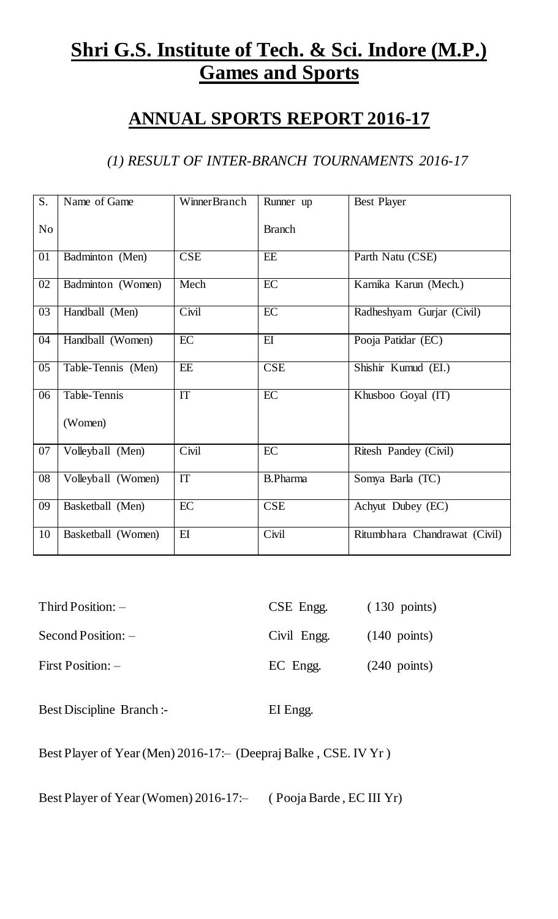# **Shri G.S. Institute of Tech. & Sci. Indore (M.P.)**
# **Games and Sports**

## **ANNUAL SPORTS REPORT 2016-17**

### *(1) RESULT OF INTER-BRANCH TOURNAMENTS 2016-17*

| S. No | Name of Game | Winner Branch | Runner up Branch | Best Player |
|---|---|---|---|---|
| 01 | Badminton (Men) | CSE | EE | Parth Natu (CSE) |
| 02 | Badminton (Women) | Mech | EC | Karnika Karun (Mech.) |
| 03 | Handball (Men) | Civil | EC | Radheshyam Gurjar (Civil) |
| 04 | Handball (Women) | EC | EI | Pooja Patidar (EC) |
| 05 | Table-Tennis (Men) | EE | CSE | Shishir Kumud (EI.) |
| 06 | Table-Tennis (Women) | IT | EC | Khusboo Goyal (IT) |
| 07 | Volleyball (Men) | Civil | EC | Ritesh Pandey (Civil) |
| 08 | Volleyball (Women) | IT | B.Pharma | Somya Barla (TC) |
| 09 | Basketball (Men) | EC | CSE | Achyut Dubey (EC) |
| 10 | Basketball (Women) | EI | Civil | Ritumbhara Chandrawat (Civil) |

Third Position: – CSE Engg. (130 points)

Second Position: – Civil Engg. (140 points)

First Position: – EC Engg. (240 points)

Best Discipline Branch :- EI Engg.

Best Player of Year (Men) 2016-17:– (Deepraj Balke , CSE. IV Yr )

Best Player of Year (Women) 2016-17:– ( Pooja Barde , EC III Yr)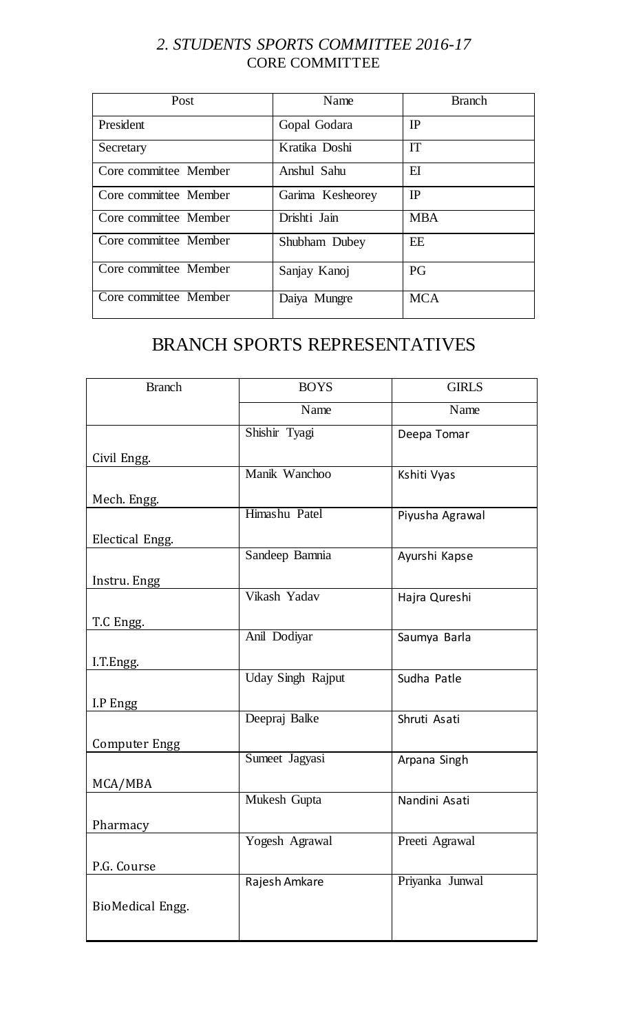## *2. STUDENTS SPORTS COMMITTEE 2016-17*

### CORE COMMITTEE

| Post | Name | Branch |
|---|---|---|
| President | Gopal Godara | IP |
| Secretary | Kratika Doshi | IT |
| Core committee Member | Anshul Sahu | EI |
| Core committee Member | Garima Kesheorey | IP |
| Core committee Member | Drishti Jain | MBA |
| Core committee Member | Shubham Dubey | EE |
| Core committee Member | Sanjay Kanoj | PG |
| Core committee Member | Daiya Mungre | MCA |

## BRANCH SPORTS REPRESENTATIVES

| Branch | BOYS | GIRLS |
|---|---|---|
| | Name | Name |
| Civil Engg. | Shishir Tyagi | Deepa Tomar |
| Mech. Engg. | Manik Wanchoo | Kshiti Vyas |
| Electical Engg. | Himashu Patel | Piyusha Agrawal |
| Instru. Engg | Sandeep Bamnia | Ayurshi Kapse |
| T.C Engg. | Vikash Yadav | Hajra Qureshi |
| I.T.Engg. | Anil Dodiyar | Saumya Barla |
| I.P Engg | Uday Singh Rajput | Sudha Patle |
| Computer Engg | Deepraj Balke | Shruti Asati |
| MCA/MBA | Sumeet Jagyasi | Arpana Singh |
| Pharmacy | Mukesh Gupta | Nandini Asati |
| P.G. Course | Yogesh Agrawal | Preeti Agrawal |
| BioMedical Engg. | Rajesh Amkare | Priyanka Junwal |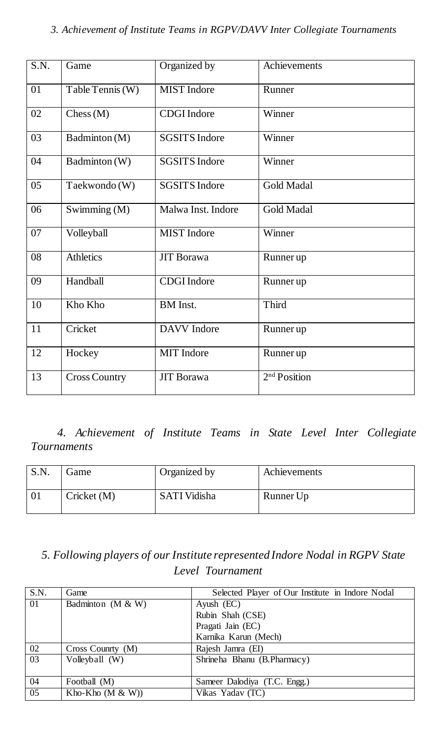### *3. Achievement of Institute Teams in RGPV/DAVV Inter Collegiate Tournaments*

| S.N. | Game | Organized by | Achievements |
|---|---|---|---|
| 01 | Table Tennis (W) | MIST Indore | Runner |
| 02 | Chess (M) | CDGI Indore | Winner |
| 03 | Badminton (M) | SGSITS Indore | Winner |
| 04 | Badminton (W) | SGSITS Indore | Winner |
| 05 | Taekwondo (W) | SGSITS Indore | Gold Madal |
| 06 | Swimming (M) | Malwa Inst. Indore | Gold Madal |
| 07 | Volleyball | MIST Indore | Winner |
| 08 | Athletics | JIT Borawa | Runner up |
| 09 | Handball | CDGI Indore | Runner up |
| 10 | Kho Kho | BM Inst. | Third |
| 11 | Cricket | DAVV Indore | Runner up |
| 12 | Hockey | MIT Indore | Runner up |
| 13 | Cross Country | JIT Borawa | 2nd Position |

### *4. Achievement of Institute Teams in State Level Inter Collegiate Tournaments*

| S.N. | Game | Organized by | Achievements |
|---|---|---|---|
| 01 | Cricket (M) | SATI Vidisha | Runner Up |

### *5. Following players of our Institute represented Indore Nodal in RGPV State Level Tournament*

| S.N. | Game | Selected Player of Our Institute in Indore Nodal |
|---|---|---|
| 01 | Badminton (M & W) | Ayush (EC)<br>Rubin Shah (CSE)<br>Pragati Jain (EC)<br>Karnika Karun (Mech) |
| 02 | Cross Counrty (M) | Rajesh Jamra (EI) |
| 03 | Volleyball (W) | Shrineha Bhanu (B.Pharmacy) |
| 04 | Football (M) | Sameer Dalodiya (T.C. Engg.) |
| 05 | Kho-Kho (M & W)) | Vikas Yadav (TC) |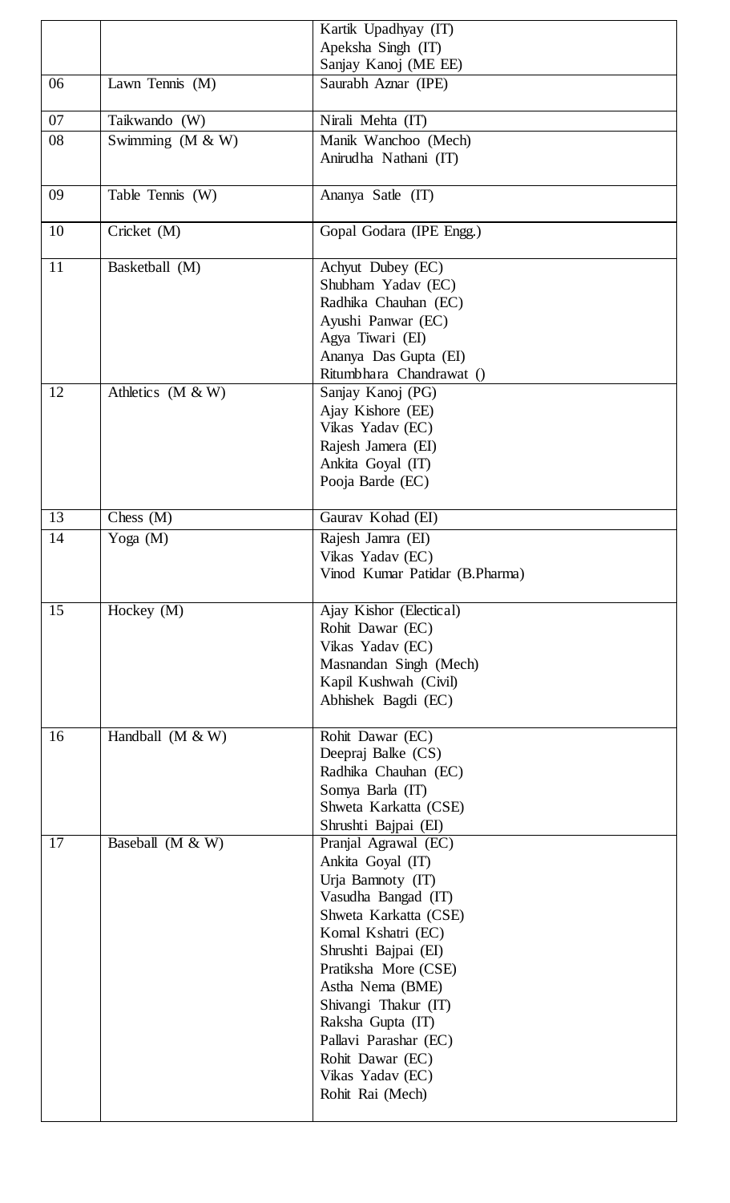| | | |
|---|---|---|
| | | Kartik Upadhyay (IT)<br>Apeksha Singh (IT)<br>Sanjay Kanoj (ME EE) |
| 06 | Lawn Tennis (M) | Saurabh Aznar (IPE) |
| 07 | Taikwando (W) | Nirali Mehta (IT) |
| 08 | Swimming (M & W) | Manik Wanchoo (Mech)<br>Anirudha Nathani (IT) |
| 09 | Table Tennis (W) | Ananya Satle (IT) |
| 10 | Cricket (M) | Gopal Godara (IPE Engg.) |
| 11 | Basketball (M) | Achyut Dubey (EC)<br>Shubham Yadav (EC)<br>Radhika Chauhan (EC)<br>Ayushi Panwar (EC)<br>Agya Tiwari (EI)<br>Ananya Das Gupta (EI)<br>Ritumbhara Chandrawat () |
| 12 | Athletics (M & W) | Sanjay Kanoj (PG)<br>Ajay Kishore (EE)<br>Vikas Yadav (EC)<br>Rajesh Jamera (EI)<br>Ankita Goyal (IT)<br>Pooja Barde (EC) |
| 13 | Chess (M) | Gaurav Kohad (EI) |
| 14 | Yoga (M) | Rajesh Jamra (EI)<br>Vikas Yadav (EC)<br>Vinod Kumar Patidar (B.Pharma) |
| 15 | Hockey (M) | Ajay Kishor (Electical)<br>Rohit Dawar (EC)<br>Vikas Yadav (EC)<br>Masnandan Singh (Mech)<br>Kapil Kushwah (Civil)<br>Abhishek Bagdi (EC) |
| 16 | Handball (M & W) | Rohit Dawar (EC)<br>Deepraj Balke (CS)<br>Radhika Chauhan (EC)<br>Somya Barla (IT)<br>Shweta Karkatta (CSE)<br>Shrushti Bajpai (EI) |
| 17 | Baseball (M & W) | Pranjal Agrawal (EC)<br>Ankita Goyal (IT)<br>Urja Bamnoty (IT)<br>Vasudha Bangad (IT)<br>Shweta Karkatta (CSE)<br>Komal Kshatri (EC)<br>Shrushti Bajpai (EI)<br>Pratiksha More (CSE)<br>Astha Nema (BME)<br>Shivangi Thakur (IT)<br>Raksha Gupta (IT)<br>Pallavi Parashar (EC)<br>Rohit Dawar (EC)<br>Vikas Yadav (EC)<br>Rohit Rai (Mech) |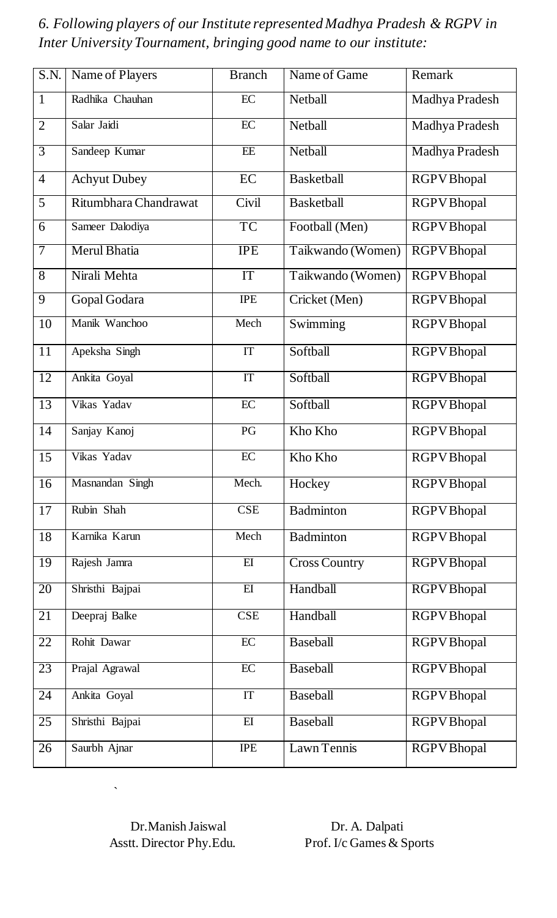*6. Following players of our Institute represented Madhya Pradesh & RGPV in Inter University Tournament, bringing good name to our institute:*

| S.N. | Name of Players | Branch | Name of Game | Remark |
|---|---|---|---|---|
| 1 | Radhika Chauhan | EC | Netball | Madhya Pradesh |
| 2 | Salar Jaidi | EC | Netball | Madhya Pradesh |
| 3 | Sandeep Kumar | EE | Netball | Madhya Pradesh |
| 4 | Achyut Dubey | EC | Basketball | RGPV Bhopal |
| 5 | Ritumbhara Chandrawat | Civil | Basketball | RGPV Bhopal |
| 6 | Sameer Dalodiya | TC | Football (Men) | RGPV Bhopal |
| 7 | Merul Bhatia | IPE | Taikwando (Women) | RGPV Bhopal |
| 8 | Nirali Mehta | IT | Taikwando (Women) | RGPV Bhopal |
| 9 | Gopal Godara | IPE | Cricket (Men) | RGPV Bhopal |
| 10 | Manik Wanchoo | Mech | Swimming | RGPV Bhopal |
| 11 | Apeksha Singh | IT | Softball | RGPV Bhopal |
| 12 | Ankita Goyal | IT | Softball | RGPV Bhopal |
| 13 | Vikas Yadav | EC | Softball | RGPV Bhopal |
| 14 | Sanjay Kanoj | PG | Kho Kho | RGPV Bhopal |
| 15 | Vikas Yadav | EC | Kho Kho | RGPV Bhopal |
| 16 | Masnandan Singh | Mech. | Hockey | RGPV Bhopal |
| 17 | Rubin Shah | CSE | Badminton | RGPV Bhopal |
| 18 | Karnika Karun | Mech | Badminton | RGPV Bhopal |
| 19 | Rajesh Jamra | EI | Cross Country | RGPV Bhopal |
| 20 | Shristhi Bajpai | EI | Handball | RGPV Bhopal |
| 21 | Deepraj Balke | CSE | Handball | RGPV Bhopal |
| 22 | Rohit Dawar | EC | Baseball | RGPV Bhopal |
| 23 | Prajal Agrawal | EC | Baseball | RGPV Bhopal |
| 24 | Ankita Goyal | IT | Baseball | RGPV Bhopal |
| 25 | Shristhi Bajpai | EI | Baseball | RGPV Bhopal |
| 26 | Saurbh Ajnar | IPE | Lawn Tennis | RGPV Bhopal |

Dr. Manish Jaiswal
Asstt. Director Phy. Edu.

Dr. A. Dalpati
Prof. I/c Games & Sports